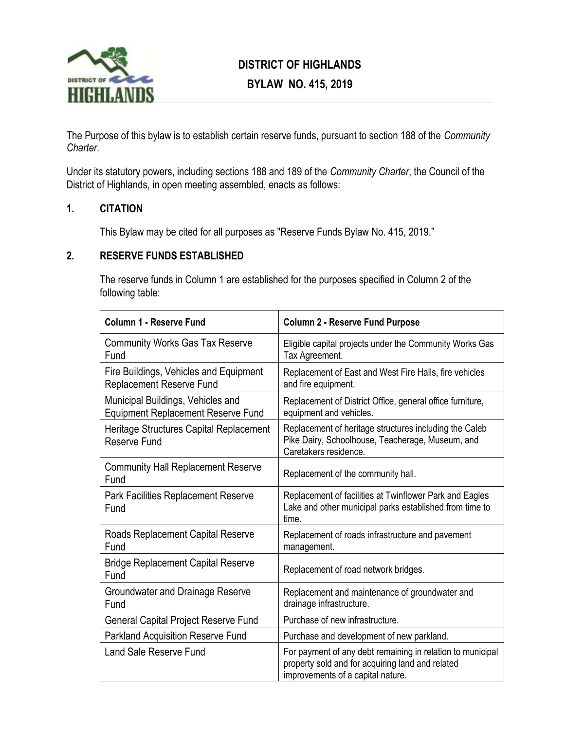# DISTRICT OF HIGHLANDS

## BYLAW NO. 415, 2019

The Purpose of this bylaw is to establish certain reserve funds, pursuant to section 188 of the *Community Charter*.

Under its statutory powers, including sections 188 and 189 of the *Community Charter*, the Council of the District of Highlands, in open meeting assembled, enacts as follows:

### 1. CITATION

This Bylaw may be cited for all purposes as "Reserve Funds Bylaw No. 415, 2019."

### 2. RESERVE FUNDS ESTABLISHED

The reserve funds in Column 1 are established for the purposes specified in Column 2 of the following table:

| Column 1 - Reserve Fund | Column 2 - Reserve Fund Purpose |
| --- | --- |
| Community Works Gas Tax Reserve Fund | Eligible capital projects under the Community Works Gas Tax Agreement. |
| Fire Buildings, Vehicles and Equipment Replacement Reserve Fund | Replacement of East and West Fire Halls, fire vehicles and fire equipment. |
| Municipal Buildings, Vehicles and Equipment Replacement Reserve Fund | Replacement of District Office, general office furniture, equipment and vehicles. |
| Heritage Structures Capital Replacement Reserve Fund | Replacement of heritage structures including the Caleb Pike Dairy, Schoolhouse, Teacherage, Museum, and Caretakers residence. |
| Community Hall Replacement Reserve Fund | Replacement of the community hall. |
| Park Facilities Replacement Reserve Fund | Replacement of facilities at Twinflower Park and Eagles Lake and other municipal parks established from time to time. |
| Roads Replacement Capital Reserve Fund | Replacement of roads infrastructure and pavement management. |
| Bridge Replacement Capital Reserve Fund | Replacement of road network bridges. |
| Groundwater and Drainage Reserve Fund | Replacement and maintenance of groundwater and drainage infrastructure. |
| General Capital Project Reserve Fund | Purchase of new infrastructure. |
| Parkland Acquisition Reserve Fund | Purchase and development of new parkland. |
| Land Sale Reserve Fund | For payment of any debt remaining in relation to municipal property sold and for acquiring land and related improvements of a capital nature. |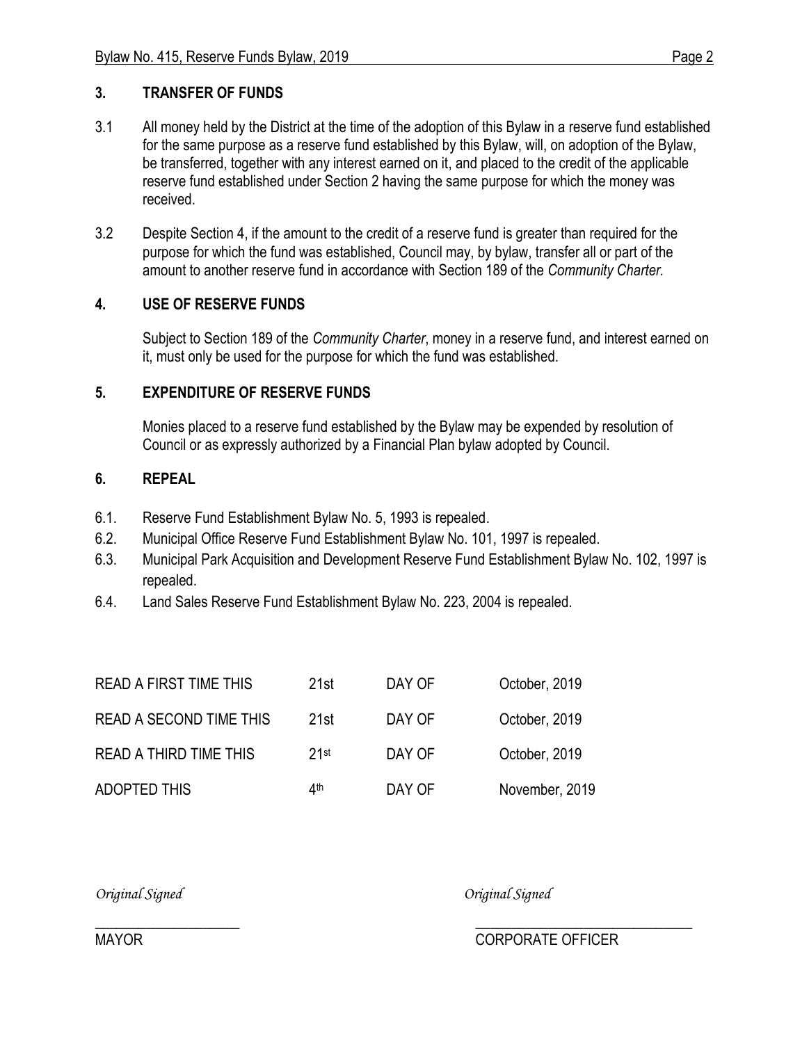## 3. TRANSFER OF FUNDS

3.1 All money held by the District at the time of the adoption of this Bylaw in a reserve fund established for the same purpose as a reserve fund established by this Bylaw, will, on adoption of the Bylaw, be transferred, together with any interest earned on it, and placed to the credit of the applicable reserve fund established under Section 2 having the same purpose for which the money was received.

3.2 Despite Section 4, if the amount to the credit of a reserve fund is greater than required for the purpose for which the fund was established, Council may, by bylaw, transfer all or part of the amount to another reserve fund in accordance with Section 189 of the *Community Charter.*

## 4. USE OF RESERVE FUNDS

Subject to Section 189 of the *Community Charter*, money in a reserve fund, and interest earned on it, must only be used for the purpose for which the fund was established.

## 5. EXPENDITURE OF RESERVE FUNDS

Monies placed to a reserve fund established by the Bylaw may be expended by resolution of Council or as expressly authorized by a Financial Plan bylaw adopted by Council.

## 6. REPEAL

6.1. Reserve Fund Establishment Bylaw No. 5, 1993 is repealed.

6.2. Municipal Office Reserve Fund Establishment Bylaw No. 101, 1997 is repealed.

6.3. Municipal Park Acquisition and Development Reserve Fund Establishment Bylaw No. 102, 1997 is repealed.

6.4. Land Sales Reserve Fund Establishment Bylaw No. 223, 2004 is repealed.

| | | | |
|---|---|---|---|
| READ A FIRST TIME THIS | 21st | DAY OF | October, 2019 |
| READ A SECOND TIME THIS | 21st | DAY OF | October, 2019 |
| READ A THIRD TIME THIS | 21st | DAY OF | October, 2019 |
| ADOPTED THIS | 4th | DAY OF | November, 2019 |

*Original Signed*
MAYOR

*Original Signed*
CORPORATE OFFICER